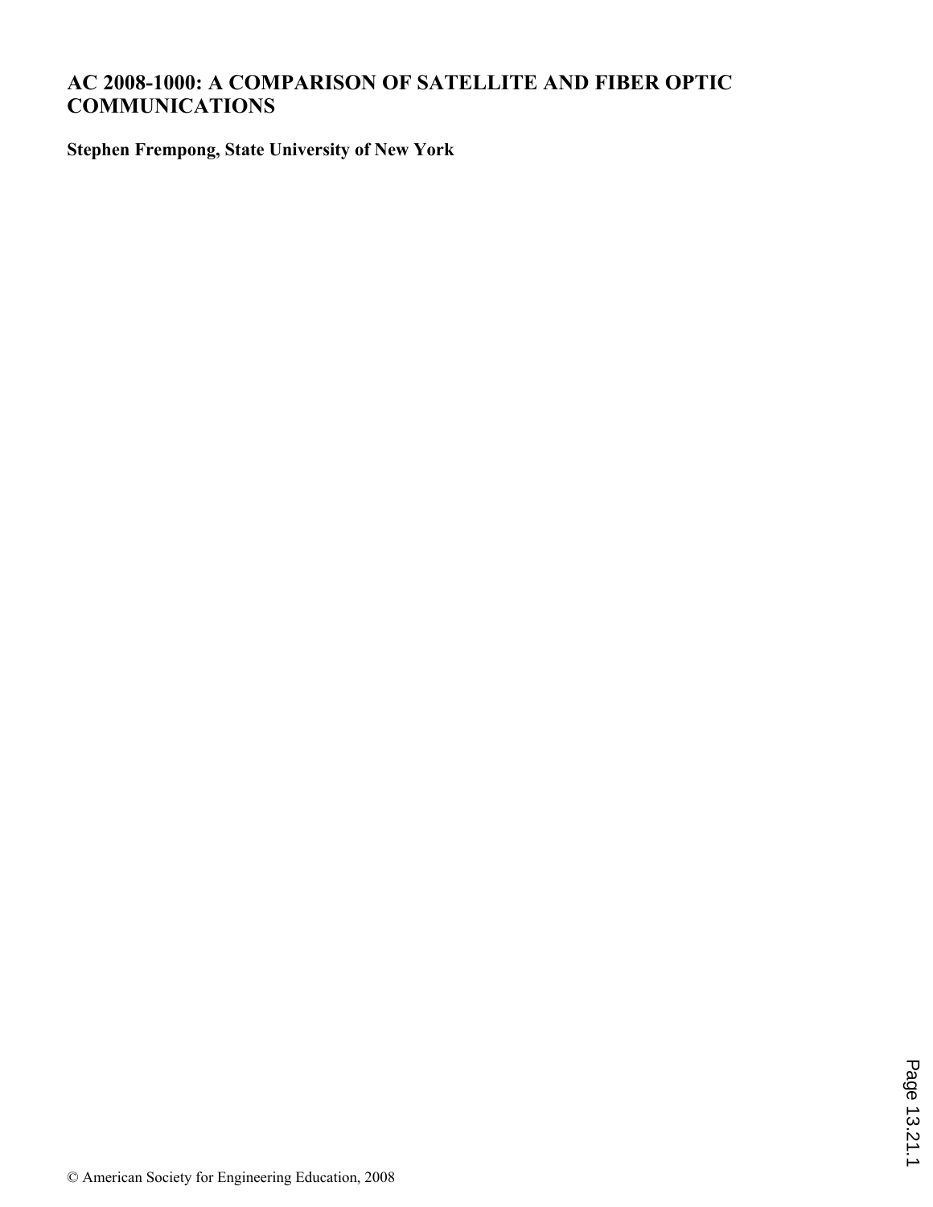# AC 2008-1000: A COMPARISON OF SATELLITE AND FIBER OPTIC COMMUNICATIONS

**Stephen Frempong, State University of New York**

© American Society for Engineering Education, 2008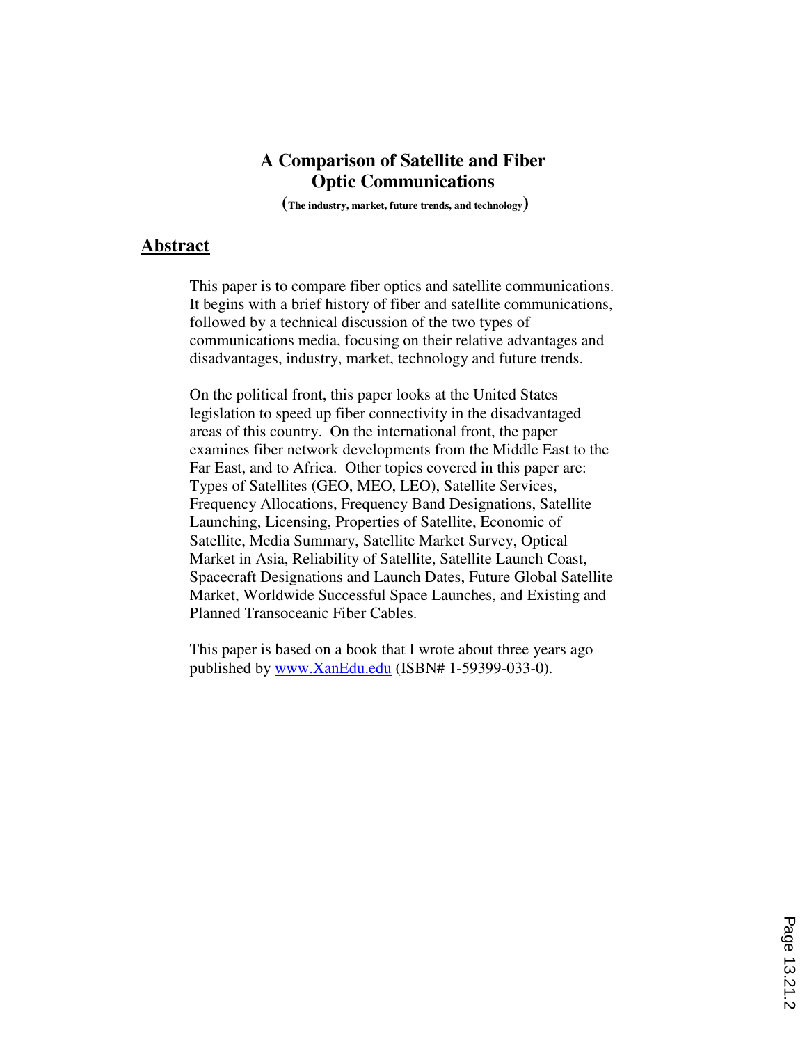# A Comparison of Satellite and Fiber Optic Communications

(The industry, market, future trends, and technology)

## Abstract

This paper is to compare fiber optics and satellite communications. It begins with a brief history of fiber and satellite communications, followed by a technical discussion of the two types of communications media, focusing on their relative advantages and disadvantages, industry, market, technology and future trends.

On the political front, this paper looks at the United States legislation to speed up fiber connectivity in the disadvantaged areas of this country. On the international front, the paper examines fiber network developments from the Middle East to the Far East, and to Africa. Other topics covered in this paper are: Types of Satellites (GEO, MEO, LEO), Satellite Services, Frequency Allocations, Frequency Band Designations, Satellite Launching, Licensing, Properties of Satellite, Economic of Satellite, Media Summary, Satellite Market Survey, Optical Market in Asia, Reliability of Satellite, Satellite Launch Coast, Spacecraft Designations and Launch Dates, Future Global Satellite Market, Worldwide Successful Space Launches, and Existing and Planned Transoceanic Fiber Cables.

This paper is based on a book that I wrote about three years ago published by [www.XanEdu.edu](http://www.XanEdu.edu) (ISBN# 1-59399-033-0).